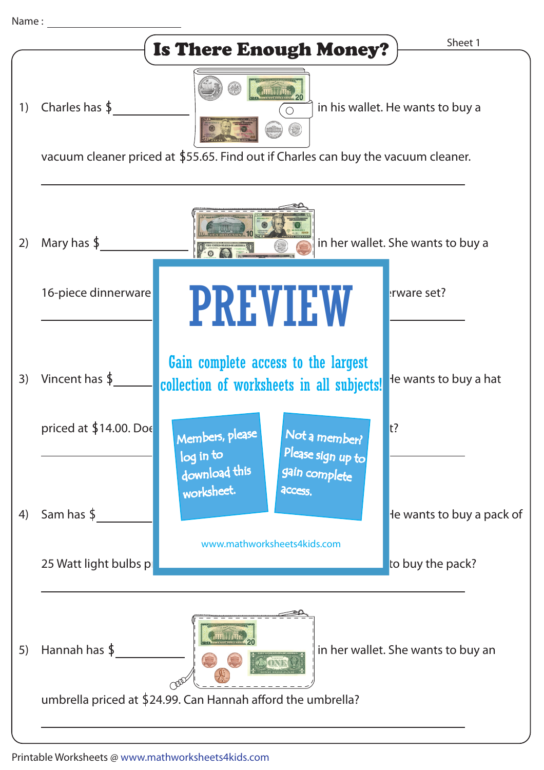Name : ____________________

# Is There Enough Money?

Sheet 1

1) Charles has $__________ in his wallet. He wants to buy a vacuum cleaner priced at $55.65. Find out if Charles can buy the vacuum cleaner.

______________________________________________

2) Mary has $__________ in her wallet. She wants to buy a 16-piece dinnerware ... rware set?

______________________________________________

3) Vincent has $______ ... He wants to buy a hat priced at $14.00. Doe ... t?

______________________________________________

4) Sam has $______ ... He wants to buy a pack of 25 Watt light bulbs p ... to buy the pack?

______________________________________________

5) Hannah has $__________ in her wallet. She wants to buy an umbrella priced at $24.99. Can Hannah afford the umbrella?

______________________________________________

PREVIEW

Gain complete access to the largest collection of worksheets in all subjects!

Members, please log in to download this worksheet.

Not a member? Please sign up to gain complete access.

www.mathworksheets4kids.com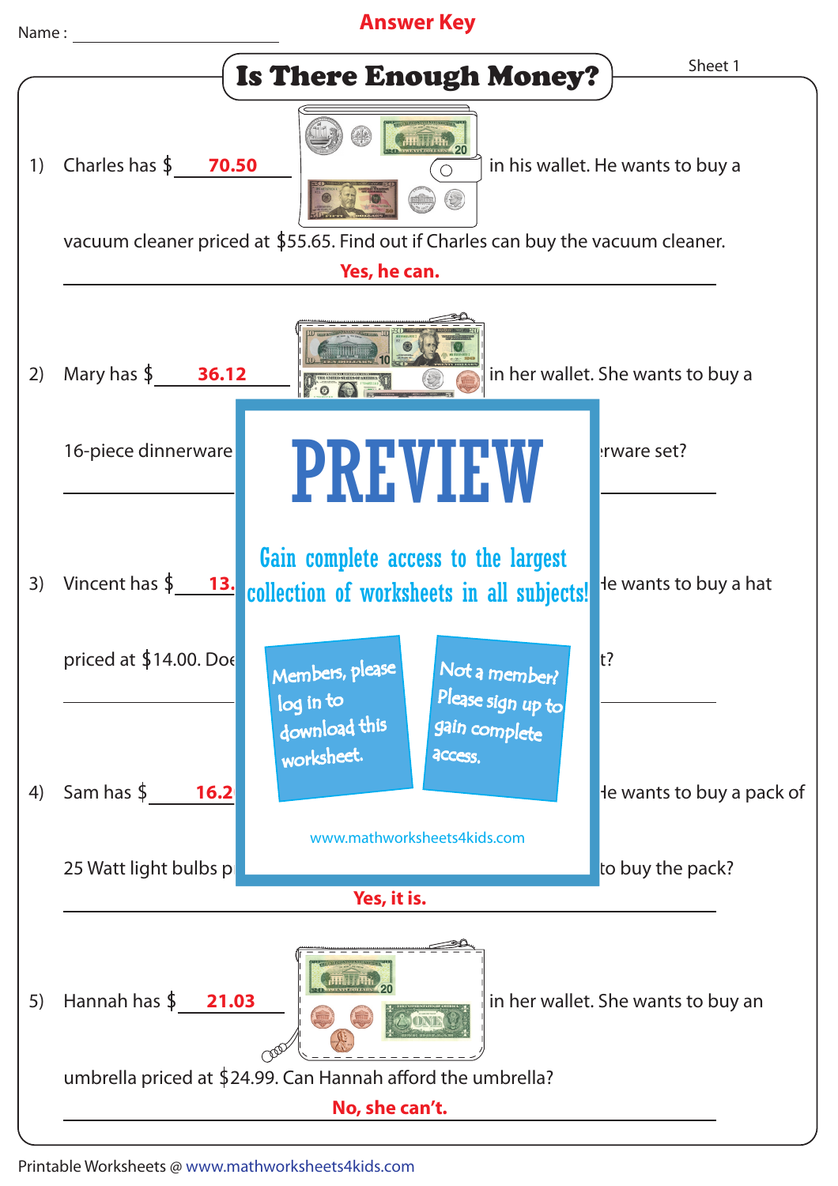Name : ______________________

**Answer Key**

# Is There Enough Money?

Sheet 1

1) Charles has $ **70.50** in his wallet. He wants to buy a vacuum cleaner priced at $55.65. Find out if Charles can buy the vacuum cleaner.

**Yes, he can.**

2) Mary has $ **36.12** in her wallet. She wants to buy a 16-piece dinnerware ... rware set?

3) Vincent has $ **13.** ... He wants to buy a hat priced at $14.00. Doe ... t?

4) Sam has $ **16.2** ... He wants to buy a pack of 25 Watt light bulbs p ... to buy the pack?

**Yes, it is.**

5) Hannah has $ **21.03** in her wallet. She wants to buy an umbrella priced at $24.99. Can Hannah afford the umbrella?

**No, she can't.**

PREVIEW

Gain complete access to the largest collection of worksheets in all subjects!

Members, please log in to download this worksheet.

Not a member? Please sign up to gain complete access.

www.mathworksheets4kids.com